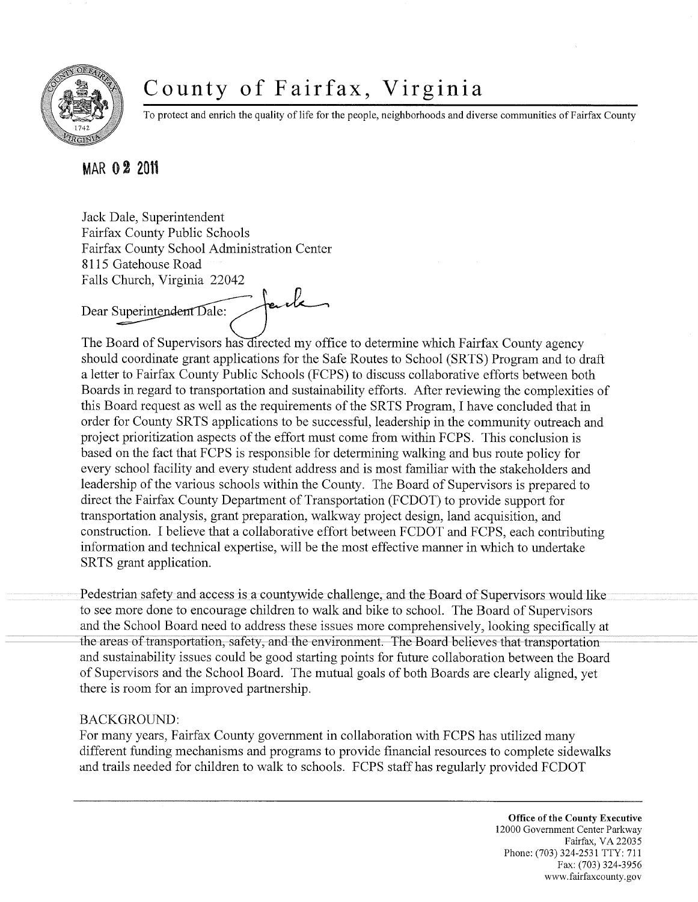# County of Fairfax, Virginia

To protect and enrich the quality of life for the people, neighborhoods and diverse communities of Fairfax County

MAR 02 2011

Jack Dale, Superintendent
Fairfax County Public Schools
Fairfax County School Administration Center
8115 Gatehouse Road
Falls Church, Virginia 22042

Dear Superintendent Dale:

The Board of Supervisors has directed my office to determine which Fairfax County agency should coordinate grant applications for the Safe Routes to School (SRTS) Program and to draft a letter to Fairfax County Public Schools (FCPS) to discuss collaborative efforts between both Boards in regard to transportation and sustainability efforts. After reviewing the complexities of this Board request as well as the requirements of the SRTS Program, I have concluded that in order for County SRTS applications to be successful, leadership in the community outreach and project prioritization aspects of the effort must come from within FCPS. This conclusion is based on the fact that FCPS is responsible for determining walking and bus route policy for every school facility and every student address and is most familiar with the stakeholders and leadership of the various schools within the County. The Board of Supervisors is prepared to direct the Fairfax County Department of Transportation (FCDOT) to provide support for transportation analysis, grant preparation, walkway project design, land acquisition, and construction. I believe that a collaborative effort between FCDOT and FCPS, each contributing information and technical expertise, will be the most effective manner in which to undertake SRTS grant application.

Pedestrian safety and access is a countywide challenge, and the Board of Supervisors would like to see more done to encourage children to walk and bike to school. The Board of Supervisors and the School Board need to address these issues more comprehensively, looking specifically at the areas of transportation, safety, and the environment. The Board believes that transportation and sustainability issues could be good starting points for future collaboration between the Board of Supervisors and the School Board. The mutual goals of both Boards are clearly aligned, yet there is room for an improved partnership.

BACKGROUND:

For many years, Fairfax County government in collaboration with FCPS has utilized many different funding mechanisms and programs to provide financial resources to complete sidewalks and trails needed for children to walk to schools. FCPS staff has regularly provided FCDOT

**Office of the County Executive**
12000 Government Center Parkway
Fairfax, VA 22035
Phone: (703) 324-2531 TTY: 711
Fax: (703) 324-3956
www.fairfaxcounty.gov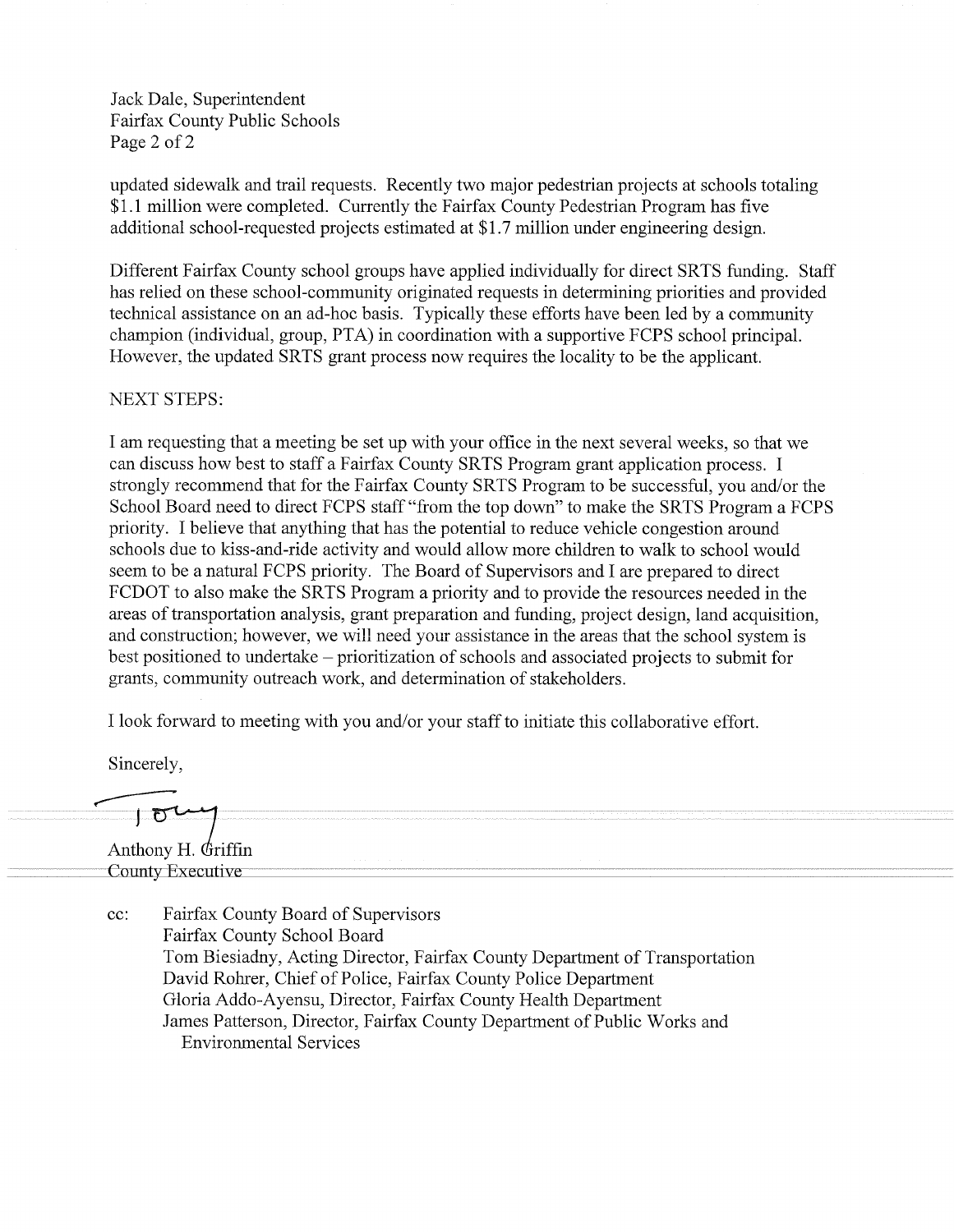Jack Dale, Superintendent
Fairfax County Public Schools

updated sidewalk and trail requests. Recently two major pedestrian projects at schools totaling $1.1 million were completed. Currently the Fairfax County Pedestrian Program has five additional school-requested projects estimated at $1.7 million under engineering design.

Different Fairfax County school groups have applied individually for direct SRTS funding. Staff has relied on these school-community originated requests in determining priorities and provided technical assistance on an ad-hoc basis. Typically these efforts have been led by a community champion (individual, group, PTA) in coordination with a supportive FCPS school principal. However, the updated SRTS grant process now requires the locality to be the applicant.

NEXT STEPS:

I am requesting that a meeting be set up with your office in the next several weeks, so that we can discuss how best to staff a Fairfax County SRTS Program grant application process. I strongly recommend that for the Fairfax County SRTS Program to be successful, you and/or the School Board need to direct FCPS staff "from the top down" to make the SRTS Program a FCPS priority. I believe that anything that has the potential to reduce vehicle congestion around schools due to kiss-and-ride activity and would allow more children to walk to school would seem to be a natural FCPS priority. The Board of Supervisors and I are prepared to direct FCDOT to also make the SRTS Program a priority and to provide the resources needed in the areas of transportation analysis, grant preparation and funding, project design, land acquisition, and construction; however, we will need your assistance in the areas that the school system is best positioned to undertake – prioritization of schools and associated projects to submit for grants, community outreach work, and determination of stakeholders.

I look forward to meeting with you and/or your staff to initiate this collaborative effort.

Sincerely,

Tony

Anthony H. Griffin
County Executive

cc: Fairfax County Board of Supervisors
Fairfax County School Board
Tom Biesiadny, Acting Director, Fairfax County Department of Transportation
David Rohrer, Chief of Police, Fairfax County Police Department
Gloria Addo-Ayensu, Director, Fairfax County Health Department
James Patterson, Director, Fairfax County Department of Public Works and Environmental Services